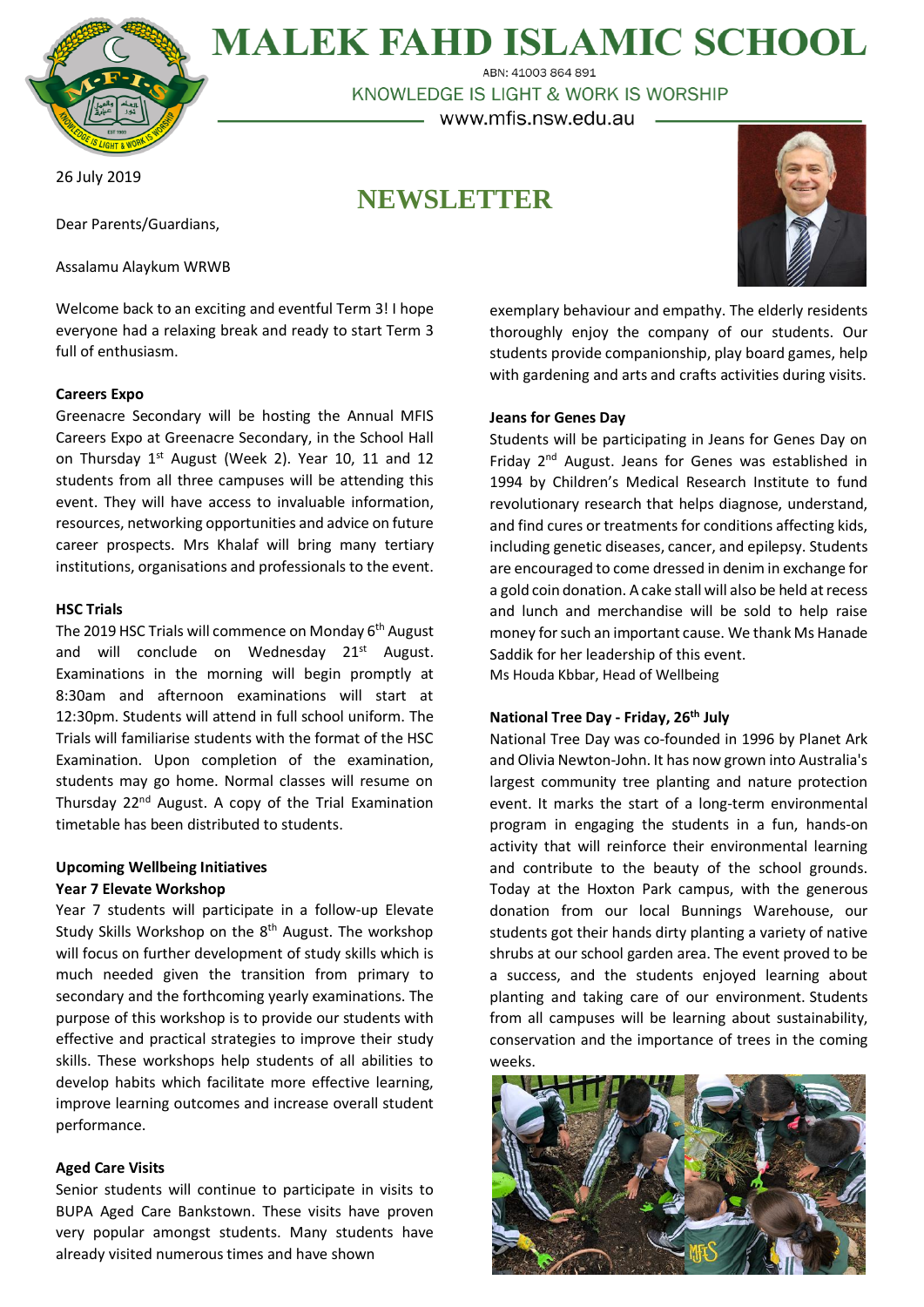# MALEK FAHD ISLAMIC SCHOOL

ABN: 41003 864 891

KNOWLEDGE IS LIGHT & WORK IS WORSHIP

www.mfis.nsw.edu.au

26 July 2019

## NEWSLETTER

Dear Parents/Guardians,

Assalamu Alaykum WRWB

Welcome back to an exciting and eventful Term 3! I hope everyone had a relaxing break and ready to start Term 3 full of enthusiasm.

**Careers Expo**

Greenacre Secondary will be hosting the Annual MFIS Careers Expo at Greenacre Secondary, in the School Hall on Thursday 1st August (Week 2). Year 10, 11 and 12 students from all three campuses will be attending this event. They will have access to invaluable information, resources, networking opportunities and advice on future career prospects. Mrs Khalaf will bring many tertiary institutions, organisations and professionals to the event.

**HSC Trials**

The 2019 HSC Trials will commence on Monday 6th August and will conclude on Wednesday 21st August. Examinations in the morning will begin promptly at 8:30am and afternoon examinations will start at 12:30pm. Students will attend in full school uniform. The Trials will familiarise students with the format of the HSC Examination. Upon completion of the examination, students may go home. Normal classes will resume on Thursday 22nd August. A copy of the Trial Examination timetable has been distributed to students.

**Upcoming Wellbeing Initiatives**

**Year 7 Elevate Workshop**

Year 7 students will participate in a follow-up Elevate Study Skills Workshop on the 8th August. The workshop will focus on further development of study skills which is much needed given the transition from primary to secondary and the forthcoming yearly examinations. The purpose of this workshop is to provide our students with effective and practical strategies to improve their study skills. These workshops help students of all abilities to develop habits which facilitate more effective learning, improve learning outcomes and increase overall student performance.

**Aged Care Visits**

Senior students will continue to participate in visits to BUPA Aged Care Bankstown. These visits have proven very popular amongst students. Many students have already visited numerous times and have shown exemplary behaviour and empathy. The elderly residents thoroughly enjoy the company of our students. Our students provide companionship, play board games, help with gardening and arts and crafts activities during visits.

**Jeans for Genes Day**

Students will be participating in Jeans for Genes Day on Friday 2nd August. Jeans for Genes was established in 1994 by Children's Medical Research Institute to fund revolutionary research that helps diagnose, understand, and find cures or treatments for conditions affecting kids, including genetic diseases, cancer, and epilepsy. Students are encouraged to come dressed in denim in exchange for a gold coin donation. A cake stall will also be held at recess and lunch and merchandise will be sold to help raise money for such an important cause. We thank Ms Hanade Saddik for her leadership of this event.

Ms Houda Kbbar, Head of Wellbeing

**National Tree Day - Friday, 26th July**

National Tree Day was co-founded in 1996 by Planet Ark and Olivia Newton-John. It has now grown into Australia's largest community tree planting and nature protection event. It marks the start of a long-term environmental program in engaging the students in a fun, hands-on activity that will reinforce their environmental learning and contribute to the beauty of the school grounds. Today at the Hoxton Park campus, with the generous donation from our local Bunnings Warehouse, our students got their hands dirty planting a variety of native shrubs at our school garden area. The event proved to be a success, and the students enjoyed learning about planting and taking care of our environment. Students from all campuses will be learning about sustainability, conservation and the importance of trees in the coming weeks.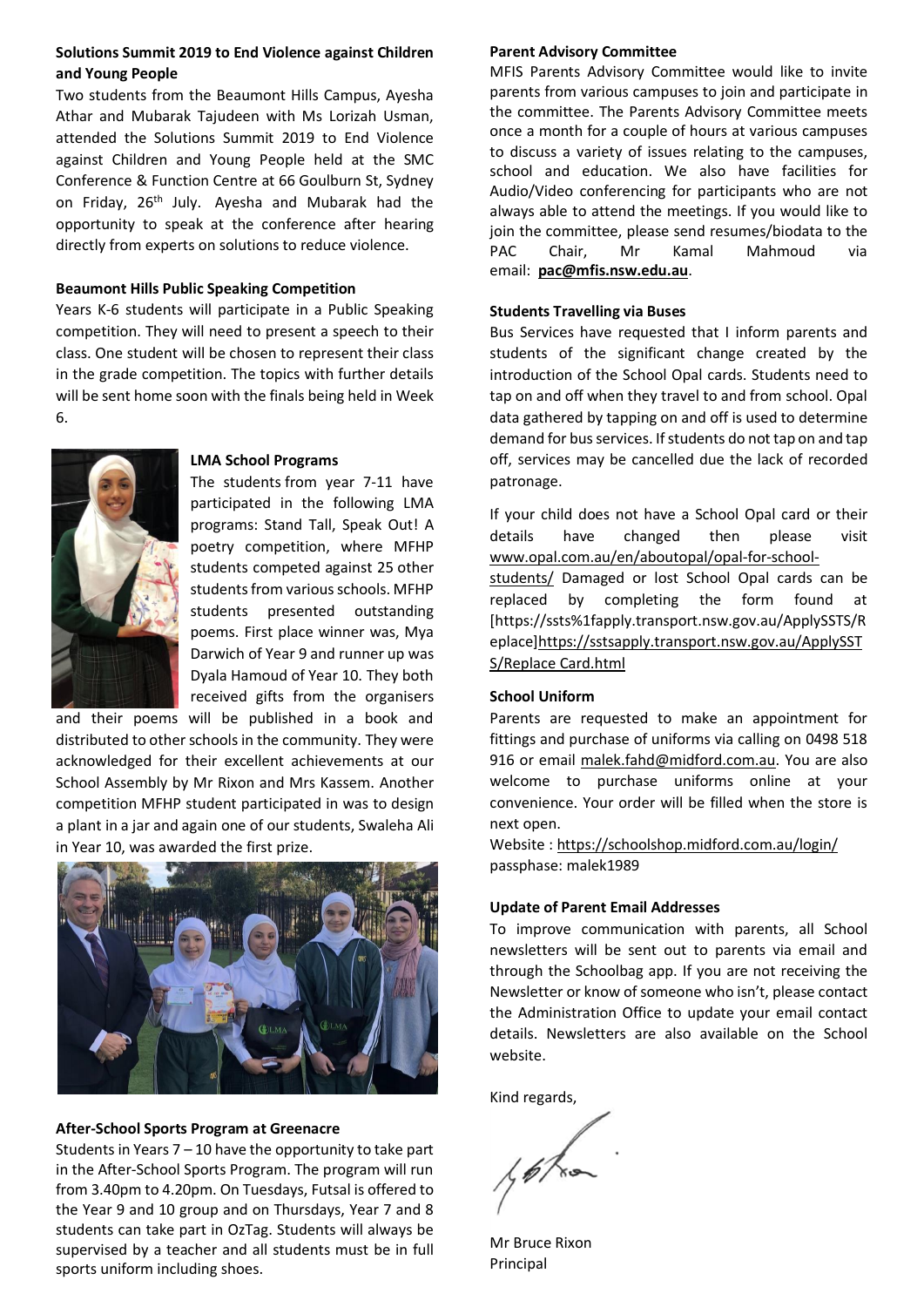**Solutions Summit 2019 to End Violence against Children and Young People**

Two students from the Beaumont Hills Campus, Ayesha Athar and Mubarak Tajudeen with Ms Lorizah Usman, attended the Solutions Summit 2019 to End Violence against Children and Young People held at the SMC Conference & Function Centre at 66 Goulburn St, Sydney on Friday, 26th July. Ayesha and Mubarak had the opportunity to speak at the conference after hearing directly from experts on solutions to reduce violence.

**Beaumont Hills Public Speaking Competition**

Years K-6 students will participate in a Public Speaking competition. They will need to present a speech to their class. One student will be chosen to represent their class in the grade competition. The topics with further details will be sent home soon with the finals being held in Week 6.

**LMA School Programs**

The students from year 7-11 have participated in the following LMA programs: Stand Tall, Speak Out! A poetry competition, where MFHP students competed against 25 other students from various schools. MFHP students presented outstanding poems. First place winner was, Mya Darwich of Year 9 and runner up was Dyala Hamoud of Year 10. They both received gifts from the organisers and their poems will be published in a book and distributed to other schools in the community. They were acknowledged for their excellent achievements at our School Assembly by Mr Rixon and Mrs Kassem. Another competition MFHP student participated in was to design a plant in a jar and again one of our students, Swaleha Ali in Year 10, was awarded the first prize.

**After-School Sports Program at Greenacre**

Students in Years 7 – 10 have the opportunity to take part in the After-School Sports Program. The program will run from 3.40pm to 4.20pm. On Tuesdays, Futsal is offered to the Year 9 and 10 group and on Thursdays, Year 7 and 8 students can take part in OzTag. Students will always be supervised by a teacher and all students must be in full sports uniform including shoes.

**Parent Advisory Committee**

MFIS Parents Advisory Committee would like to invite parents from various campuses to join and participate in the committee. The Parents Advisory Committee meets once a month for a couple of hours at various campuses to discuss a variety of issues relating to the campuses, school and education. We also have facilities for Audio/Video conferencing for participants who are not always able to attend the meetings. If you would like to join the committee, please send resumes/biodata to the PAC Chair, Mr Kamal Mahmoud via email: **pac@mfis.nsw.edu.au**.

**Students Travelling via Buses**

Bus Services have requested that I inform parents and students of the significant change created by the introduction of the School Opal cards. Students need to tap on and off when they travel to and from school. Opal data gathered by tapping on and off is used to determine demand for bus services. If students do not tap on and tap off, services may be cancelled due the lack of recorded patronage.

If your child does not have a School Opal card or their details have changed then please visit www.opal.com.au/en/aboutopal/opal-for-school-students/ Damaged or lost School Opal cards can be replaced by completing the form found at [https://ssts%1fapply.transport.nsw.gov.au/ApplySSTS/Replace]https://sstsapply.transport.nsw.gov.au/ApplySSTS/Replace Card.html

**School Uniform**

Parents are requested to make an appointment for fittings and purchase of uniforms via calling on 0498 518 916 or email malek.fahd@midford.com.au. You are also welcome to purchase uniforms online at your convenience. Your order will be filled when the store is next open.

Website : https://schoolshop.midford.com.au/login/
passphase: malek1989

**Update of Parent Email Addresses**

To improve communication with parents, all School newsletters will be sent out to parents via email and through the Schoolbag app. If you are not receiving the Newsletter or know of someone who isn't, please contact the Administration Office to update your email contact details. Newsletters are also available on the School website.

Kind regards,

Mr Bruce Rixon
Principal